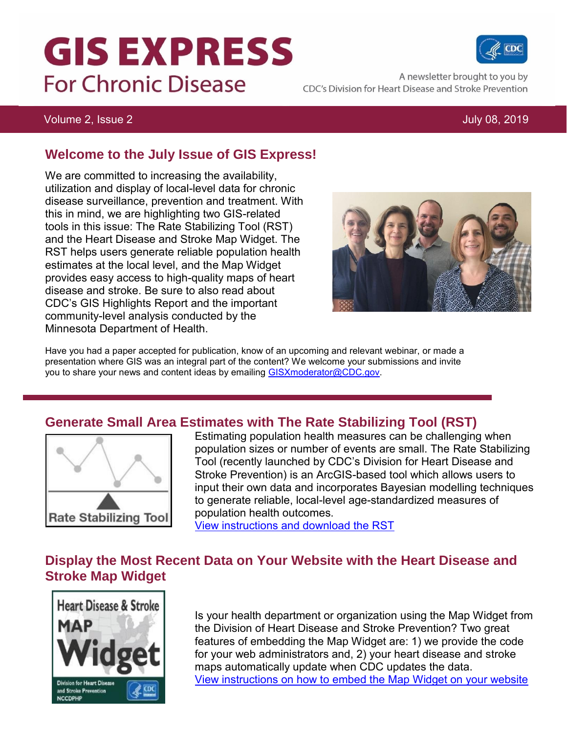# GIS EXPRESS
## For Chronic Disease

A newsletter brought to you by
CDC's Division for Heart Disease and Stroke Prevention

Volume 2, Issue 2 July 08, 2019

## Welcome to the July Issue of GIS Express!

We are committed to increasing the availability, utilization and display of local-level data for chronic disease surveillance, prevention and treatment. With this in mind, we are highlighting two GIS-related tools in this issue: The Rate Stabilizing Tool (RST) and the Heart Disease and Stroke Map Widget. The RST helps users generate reliable population health estimates at the local level, and the Map Widget provides easy access to high-quality maps of heart disease and stroke. Be sure to also read about CDC's GIS Highlights Report and the important community-level analysis conducted by the Minnesota Department of Health.

Have you had a paper accepted for publication, know of an upcoming and relevant webinar, or made a presentation where GIS was an integral part of the content? We welcome your submissions and invite you to share your news and content ideas by emailing GISXmoderator@CDC.gov.

## Generate Small Area Estimates with The Rate Stabilizing Tool (RST)

Estimating population health measures can be challenging when population sizes or number of events are small. The Rate Stabilizing Tool (recently launched by CDC's Division for Heart Disease and Stroke Prevention) is an ArcGIS-based tool which allows users to input their own data and incorporates Bayesian modelling techniques to generate reliable, local-level age-standardized measures of population health outcomes.
View instructions and download the RST

## Display the Most Recent Data on Your Website with the Heart Disease and Stroke Map Widget

Is your health department or organization using the Map Widget from the Division of Heart Disease and Stroke Prevention? Two great features of embedding the Map Widget are: 1) we provide the code for your web administrators and, 2) your heart disease and stroke maps automatically update when CDC updates the data.
View instructions on how to embed the Map Widget on your website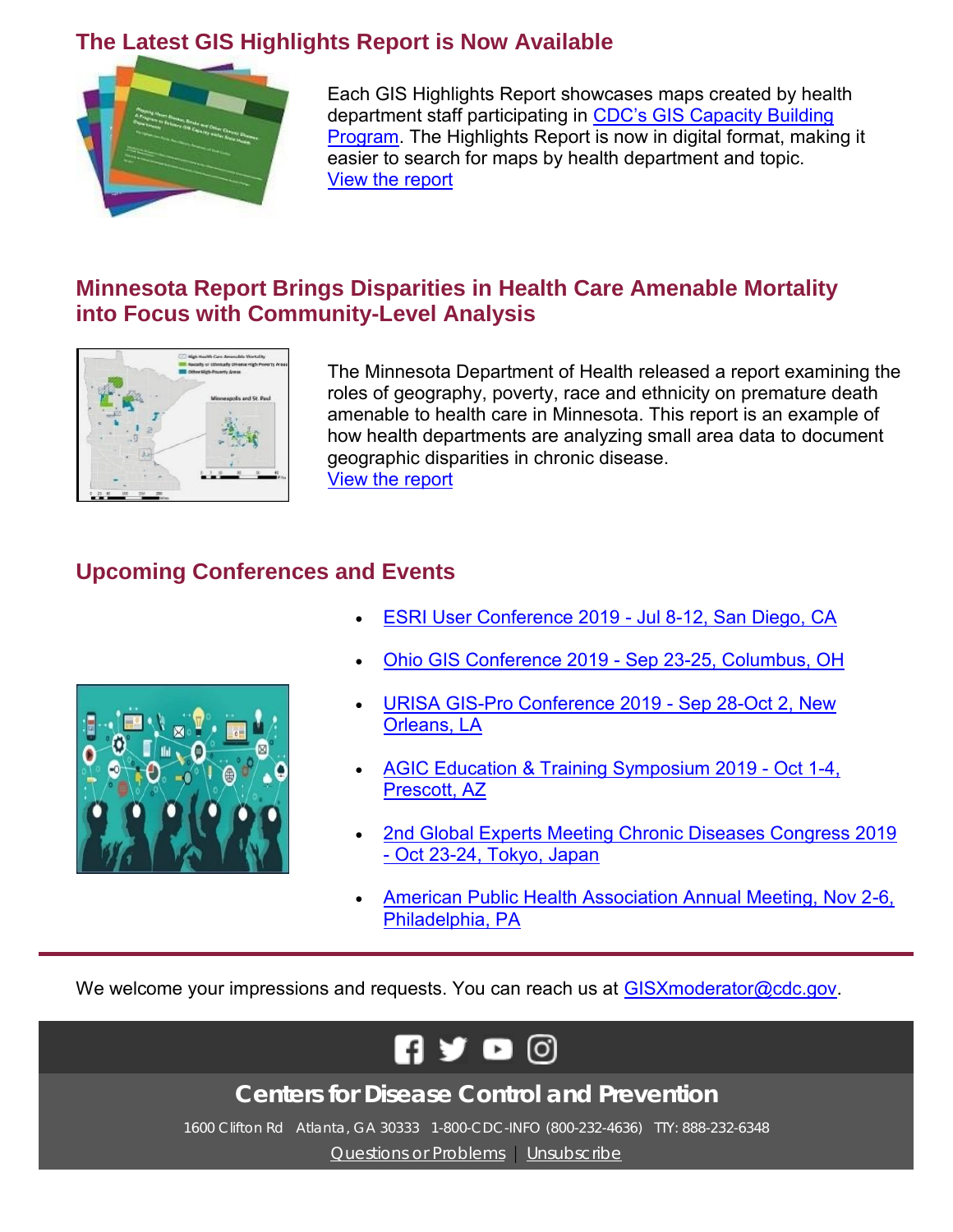## The Latest GIS Highlights Report is Now Available

Each GIS Highlights Report showcases maps created by health department staff participating in CDC's GIS Capacity Building Program. The Highlights Report is now in digital format, making it easier to search for maps by health department and topic.
View the report

## Minnesota Report Brings Disparities in Health Care Amenable Mortality into Focus with Community-Level Analysis

The Minnesota Department of Health released a report examining the roles of geography, poverty, race and ethnicity on premature death amenable to health care in Minnesota. This report is an example of how health departments are analyzing small area data to document geographic disparities in chronic disease.
View the report

## Upcoming Conferences and Events

- ESRI User Conference 2019 - Jul 8-12, San Diego, CA
- Ohio GIS Conference 2019 - Sep 23-25, Columbus, OH
- URISA GIS-Pro Conference 2019 - Sep 28-Oct 2, New Orleans, LA
- AGIC Education & Training Symposium 2019 - Oct 1-4, Prescott, AZ
- 2nd Global Experts Meeting Chronic Diseases Congress 2019 - Oct 23-24, Tokyo, Japan
- American Public Health Association Annual Meeting, Nov 2-6, Philadelphia, PA

---

We welcome your impressions and requests. You can reach us at GISXmoderator@cdc.gov.

**Centers for Disease Control and Prevention**

1600 Clifton Rd Atlanta, GA 30333 1-800-CDC-INFO (800-232-4636) TTY: 888-232-6348

Questions or Problems | Unsubscribe